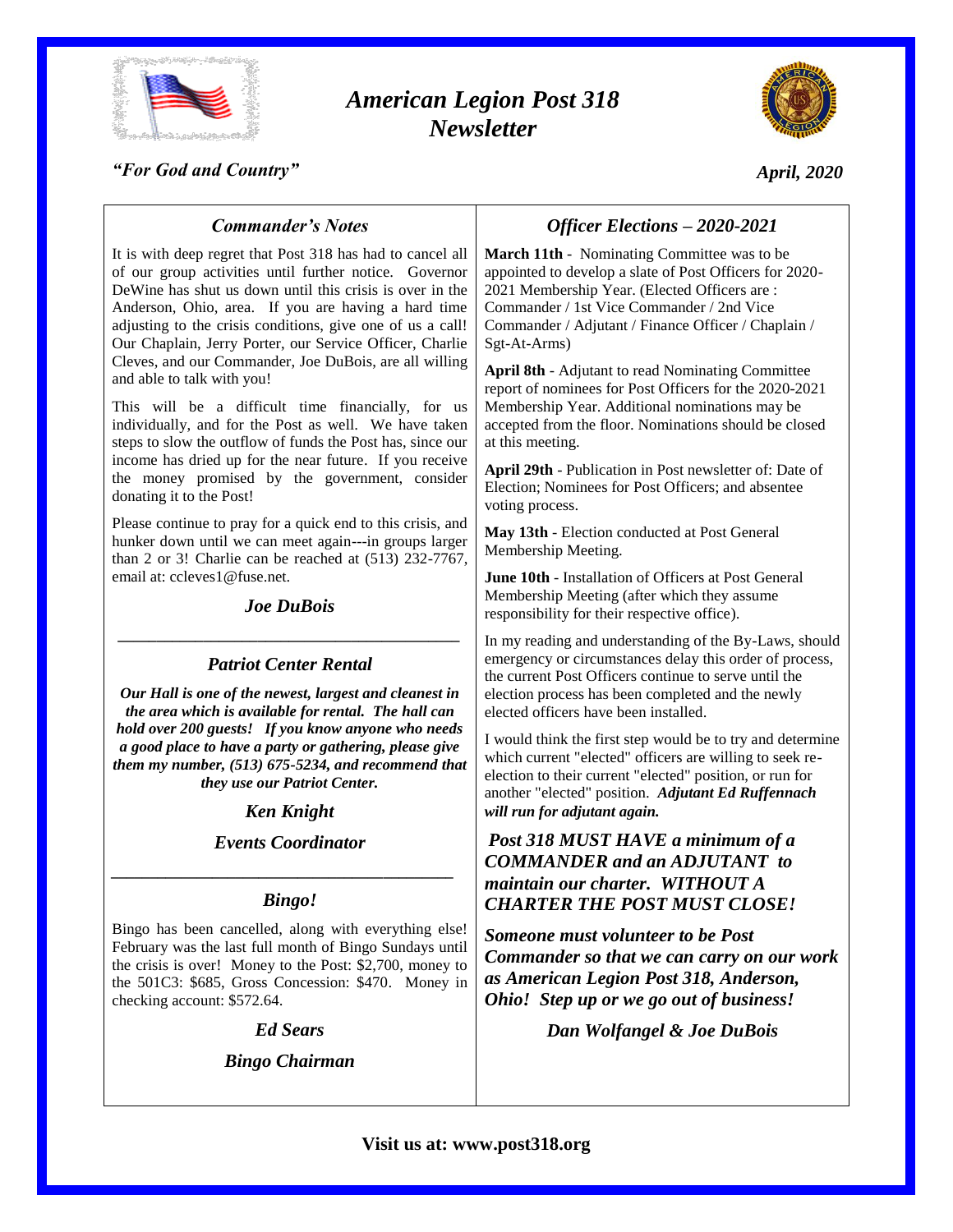# *American Legion Post 318 Newsletter*

***"For God and Country"***

***April, 2020***

## *Commander's Notes*

It is with deep regret that Post 318 has had to cancel all of our group activities until further notice. Governor DeWine has shut us down until this crisis is over in the Anderson, Ohio, area. If you are having a hard time adjusting to the crisis conditions, give one of us a call! Our Chaplain, Jerry Porter, our Service Officer, Charlie Cleves, and our Commander, Joe DuBois, are all willing and able to talk with you!

This will be a difficult time financially, for us individually, and for the Post as well. We have taken steps to slow the outflow of funds the Post has, since our income has dried up for the near future. If you receive the money promised by the government, consider donating it to the Post!

Please continue to pray for a quick end to this crisis, and hunker down until we can meet again---in groups larger than 2 or 3! Charlie can be reached at (513) 232-7767, email at: ccleves1@fuse.net.

***Joe DuBois***

---

## *Patriot Center Rental*

***Our Hall is one of the newest, largest and cleanest in the area which is available for rental. The hall can hold over 200 guests! If you know anyone who needs a good place to have a party or gathering, please give them my number, (513) 675-5234, and recommend that they use our Patriot Center.***

***Ken Knight***

***Events Coordinator***

---

## *Bingo!*

Bingo has been cancelled, along with everything else! February was the last full month of Bingo Sundays until the crisis is over! Money to the Post: $2,700, money to the 501C3: $685, Gross Concession: $470. Money in checking account: $572.64.

***Ed Sears***

***Bingo Chairman***

## *Officer Elections – 2020-2021*

**March 11th** - Nominating Committee was to be appointed to develop a slate of Post Officers for 2020-2021 Membership Year. (Elected Officers are : Commander / 1st Vice Commander / 2nd Vice Commander / Adjutant / Finance Officer / Chaplain / Sgt-At-Arms)

**April 8th** - Adjutant to read Nominating Committee report of nominees for Post Officers for the 2020-2021 Membership Year. Additional nominations may be accepted from the floor. Nominations should be closed at this meeting.

**April 29th** - Publication in Post newsletter of: Date of Election; Nominees for Post Officers; and absentee voting process.

**May 13th** - Election conducted at Post General Membership Meeting.

**June 10th** - Installation of Officers at Post General Membership Meeting (after which they assume responsibility for their respective office).

In my reading and understanding of the By-Laws, should emergency or circumstances delay this order of process, the current Post Officers continue to serve until the election process has been completed and the newly elected officers have been installed.

I would think the first step would be to try and determine which current "elected" officers are willing to seek re-election to their current "elected" position, or run for another "elected" position. ***Adjutant Ed Ruffennach will run for adjutant again.***

***Post 318 MUST HAVE a minimum of a COMMANDER and an ADJUTANT to maintain our charter. WITHOUT A CHARTER THE POST MUST CLOSE!***

***Someone must volunteer to be Post Commander so that we can carry on our work as American Legion Post 318, Anderson, Ohio! Step up or we go out of business!***

***Dan Wolfangel & Joe DuBois***

**Visit us at: www.post318.org**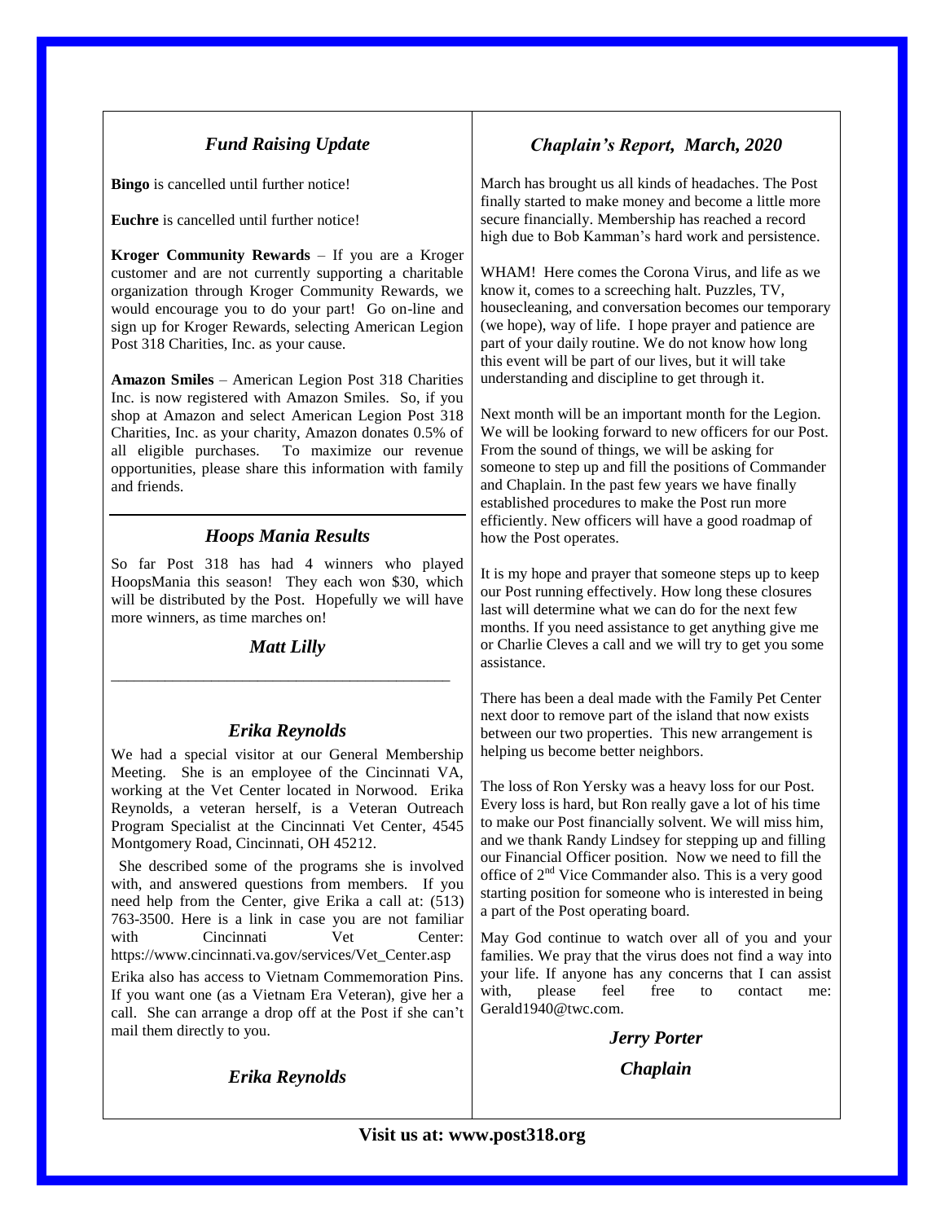## *Fund Raising Update*

**Bingo** is cancelled until further notice!

**Euchre** is cancelled until further notice!

**Kroger Community Rewards** – If you are a Kroger customer and are not currently supporting a charitable organization through Kroger Community Rewards, we would encourage you to do your part! Go on-line and sign up for Kroger Rewards, selecting American Legion Post 318 Charities, Inc. as your cause.

**Amazon Smiles** – American Legion Post 318 Charities Inc. is now registered with Amazon Smiles. So, if you shop at Amazon and select American Legion Post 318 Charities, Inc. as your charity, Amazon donates 0.5% of all eligible purchases. To maximize our revenue opportunities, please share this information with family and friends.

## *Hoops Mania Results*

So far Post 318 has had 4 winners who played HoopsMania this season! They each won $30, which will be distributed by the Post. Hopefully we will have more winners, as time marches on!

***Matt Lilly***

---

## *Erika Reynolds*

We had a special visitor at our General Membership Meeting. She is an employee of the Cincinnati VA, working at the Vet Center located in Norwood. Erika Reynolds, a veteran herself, is a Veteran Outreach Program Specialist at the Cincinnati Vet Center, 4545 Montgomery Road, Cincinnati, OH 45212.

She described some of the programs she is involved with, and answered questions from members. If you need help from the Center, give Erika a call at: (513) 763-3500. Here is a link in case you are not familiar with Cincinnati Vet Center: https://www.cincinnati.va.gov/services/Vet_Center.asp

Erika also has access to Vietnam Commemoration Pins. If you want one (as a Vietnam Era Veteran), give her a call. She can arrange a drop off at the Post if she can't mail them directly to you.

***Erika Reynolds***

## *Chaplain's Report, March, 2020*

March has brought us all kinds of headaches. The Post finally started to make money and become a little more secure financially. Membership has reached a record high due to Bob Kamman's hard work and persistence.

WHAM! Here comes the Corona Virus, and life as we know it, comes to a screeching halt. Puzzles, TV, housecleaning, and conversation becomes our temporary (we hope), way of life. I hope prayer and patience are part of your daily routine. We do not know how long this event will be part of our lives, but it will take understanding and discipline to get through it.

Next month will be an important month for the Legion. We will be looking forward to new officers for our Post. From the sound of things, we will be asking for someone to step up and fill the positions of Commander and Chaplain. In the past few years we have finally established procedures to make the Post run more efficiently. New officers will have a good roadmap of how the Post operates.

It is my hope and prayer that someone steps up to keep our Post running effectively. How long these closures last will determine what we can do for the next few months. If you need assistance to get anything give me or Charlie Cleves a call and we will try to get you some assistance.

There has been a deal made with the Family Pet Center next door to remove part of the island that now exists between our two properties. This new arrangement is helping us become better neighbors.

The loss of Ron Yersky was a heavy loss for our Post. Every loss is hard, but Ron really gave a lot of his time to make our Post financially solvent. We will miss him, and we thank Randy Lindsey for stepping up and filling our Financial Officer position. Now we need to fill the office of 2nd Vice Commander also. This is a very good starting position for someone who is interested in being a part of the Post operating board.

May God continue to watch over all of you and your families. We pray that the virus does not find a way into your life. If anyone has any concerns that I can assist with, please feel free to contact me: Gerald1940@twc.com.

***Jerry Porter***

***Chaplain***

**Visit us at: www.post318.org**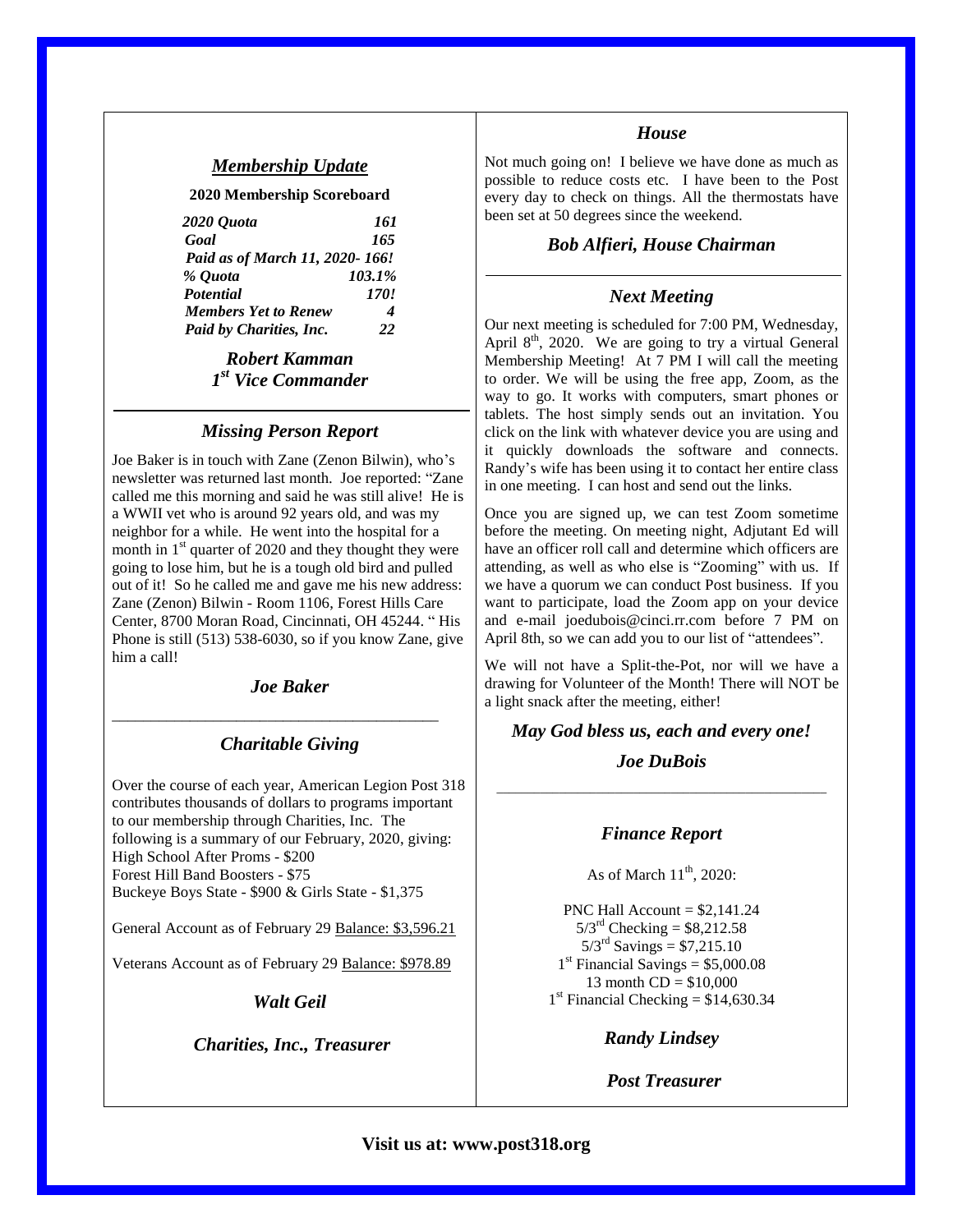## *Membership Update*

**2020 Membership Scoreboard**

| | |
|---|---|
| ***2020 Quota*** | ***161*** |
| ***Goal*** | ***165*** |
| ***Paid as of March 11, 2020-*** | ***166!*** |
| ***% Quota*** | ***103.1%*** |
| ***Potential*** | ***170!*** |
| ***Members Yet to Renew*** | ***4*** |
| ***Paid by Charities, Inc.*** | ***22*** |

***Robert Kamman***
***1st Vice Commander***

---

## *Missing Person Report*

Joe Baker is in touch with Zane (Zenon Bilwin), who's newsletter was returned last month. Joe reported: "Zane called me this morning and said he was still alive! He is a WWII vet who is around 92 years old, and was my neighbor for a while. He went into the hospital for a month in 1st quarter of 2020 and they thought they were going to lose him, but he is a tough old bird and pulled out of it! So he called me and gave me his new address: Zane (Zenon) Bilwin - Room 1106, Forest Hills Care Center, 8700 Moran Road, Cincinnati, OH 45244. " His Phone is still (513) 538-6030, so if you know Zane, give him a call!

***Joe Baker***

---

## *Charitable Giving*

Over the course of each year, American Legion Post 318 contributes thousands of dollars to programs important to our membership through Charities, Inc. The following is a summary of our February, 2020, giving:
High School After Proms - $200
Forest Hill Band Boosters - $75
Buckeye Boys State - $900 & Girls State - $1,375

General Account as of February 29 Balance: $3,596.21

Veterans Account as of February 29 Balance: $978.89

***Walt Geil***

***Charities, Inc., Treasurer***

## *House*

Not much going on! I believe we have done as much as possible to reduce costs etc. I have been to the Post every day to check on things. All the thermostats have been set at 50 degrees since the weekend.

***Bob Alfieri, House Chairman***

---

## *Next Meeting*

Our next meeting is scheduled for 7:00 PM, Wednesday, April 8th, 2020. We are going to try a virtual General Membership Meeting! At 7 PM I will call the meeting to order. We will be using the free app, Zoom, as the way to go. It works with computers, smart phones or tablets. The host simply sends out an invitation. You click on the link with whatever device you are using and it quickly downloads the software and connects. Randy's wife has been using it to contact her entire class in one meeting. I can host and send out the links.

Once you are signed up, we can test Zoom sometime before the meeting. On meeting night, Adjutant Ed will have an officer roll call and determine which officers are attending, as well as who else is "Zooming" with us. If we have a quorum we can conduct Post business. If you want to participate, load the Zoom app on your device and e-mail joedubois@cinci.rr.com before 7 PM on April 8th, so we can add you to our list of "attendees".

We will not have a Split-the-Pot, nor will we have a drawing for Volunteer of the Month! There will NOT be a light snack after the meeting, either!

***May God bless us, each and every one!***

***Joe DuBois***

---

## *Finance Report*

As of March 11th, 2020:

PNC Hall Account = $2,141.24
5/3rd Checking = $8,212.58
5/3rd Savings = $7,215.10
1st Financial Savings = $5,000.08
13 month CD = $10,000
1st Financial Checking = $14,630.34

***Randy Lindsey***

***Post Treasurer***

**Visit us at: www.post318.org**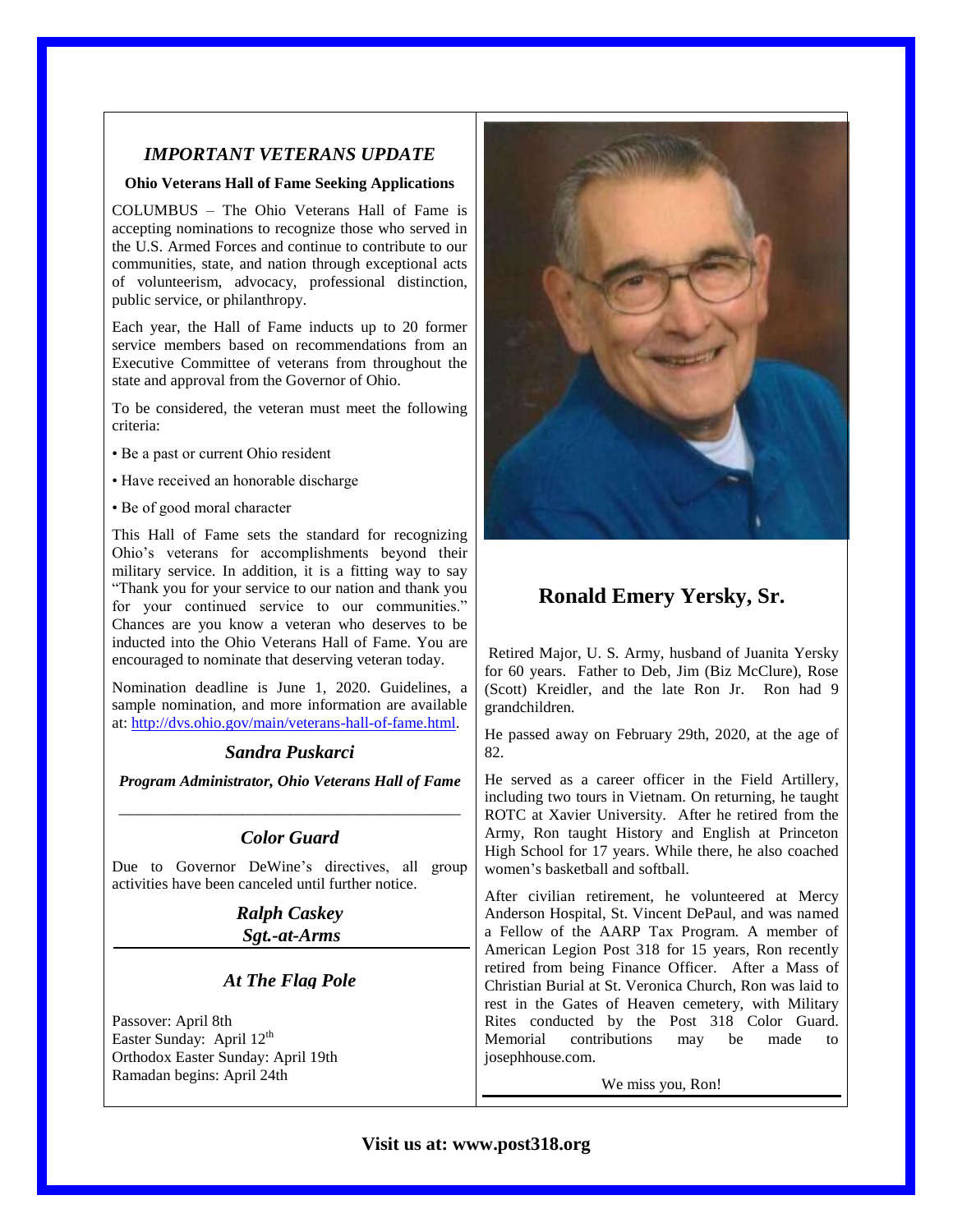## *IMPORTANT VETERANS UPDATE*

**Ohio Veterans Hall of Fame Seeking Applications**

COLUMBUS – The Ohio Veterans Hall of Fame is accepting nominations to recognize those who served in the U.S. Armed Forces and continue to contribute to our communities, state, and nation through exceptional acts of volunteerism, advocacy, professional distinction, public service, or philanthropy.

Each year, the Hall of Fame inducts up to 20 former service members based on recommendations from an Executive Committee of veterans from throughout the state and approval from the Governor of Ohio.

To be considered, the veteran must meet the following criteria:

- Be a past or current Ohio resident
- Have received an honorable discharge
- Be of good moral character

This Hall of Fame sets the standard for recognizing Ohio's veterans for accomplishments beyond their military service. In addition, it is a fitting way to say "Thank you for your service to our nation and thank you for your continued service to our communities." Chances are you know a veteran who deserves to be inducted into the Ohio Veterans Hall of Fame. You are encouraged to nominate that deserving veteran today.

Nomination deadline is June 1, 2020. Guidelines, a sample nomination, and more information are available at: http://dvs.ohio.gov/main/veterans-hall-of-fame.html.

***Sandra Puskarci***

***Program Administrator, Ohio Veterans Hall of Fame***

---

### *Color Guard*

Due to Governor DeWine's directives, all group activities have been canceled until further notice.

***Ralph Caskey***
***Sgt.-at-Arms***

---

### *At The Flag Pole*

Passover: April 8th
Easter Sunday: April 12th
Orthodox Easter Sunday: April 19th
Ramadan begins: April 24th

## Ronald Emery Yersky, Sr.

Retired Major, U. S. Army, husband of Juanita Yersky for 60 years. Father to Deb, Jim (Biz McClure), Rose (Scott) Kreidler, and the late Ron Jr. Ron had 9 grandchildren.

He passed away on February 29th, 2020, at the age of 82.

He served as a career officer in the Field Artillery, including two tours in Vietnam. On returning, he taught ROTC at Xavier University. After he retired from the Army, Ron taught History and English at Princeton High School for 17 years. While there, he also coached women's basketball and softball.

After civilian retirement, he volunteered at Mercy Anderson Hospital, St. Vincent DePaul, and was named a Fellow of the AARP Tax Program. A member of American Legion Post 318 for 15 years, Ron recently retired from being Finance Officer. After a Mass of Christian Burial at St. Veronica Church, Ron was laid to rest in the Gates of Heaven cemetery, with Military Rites conducted by the Post 318 Color Guard. Memorial contributions may be made to josephhouse.com.

We miss you, Ron!

---

**Visit us at: www.post318.org**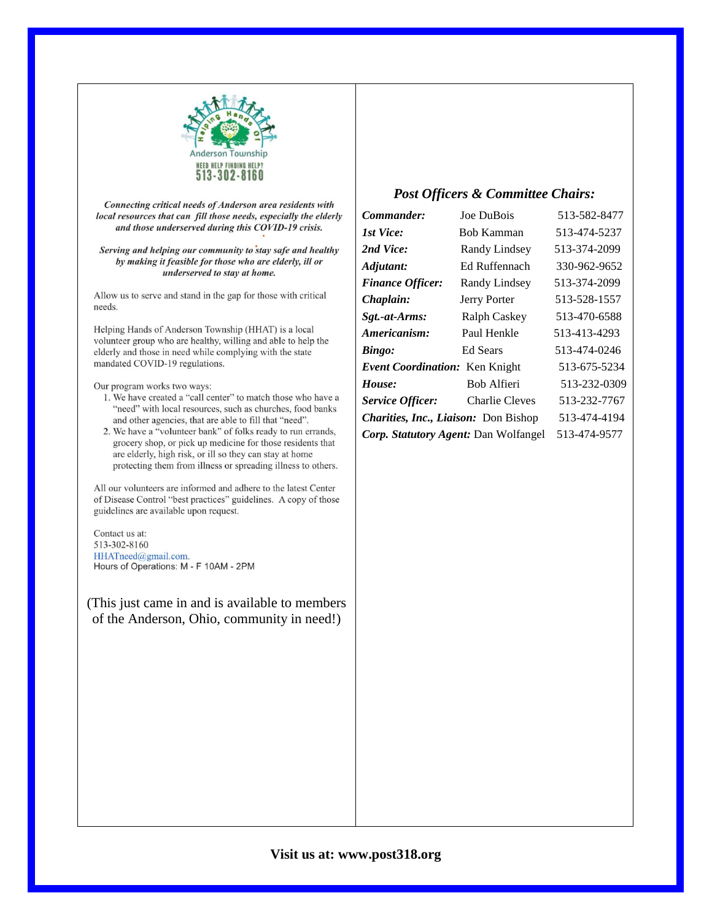Helping Hands of Anderson Township

NEED HELP FINDING HELP?
513-302-8160

***Connecting critical needs of Anderson area residents with local resources that can fill those needs, especially the elderly and those underserved during this COVID-19 crisis.***

***Serving and helping our community to stay safe and healthy by making it feasible for those who are elderly, ill or underserved to stay at home.***

Allow us to serve and stand in the gap for those with critical needs.

Helping Hands of Anderson Township (HHAT) is a local volunteer group who are healthy, willing and able to help the elderly and those in need while complying with the state mandated COVID-19 regulations.

Our program works two ways:

1. We have created a "call center" to match those who have a "need" with local resources, such as churches, food banks and other agencies, that are able to fill that "need".
2. We have a "volunteer bank" of folks ready to run errands, grocery shop, or pick up medicine for those residents that are elderly, high risk, or ill so they can stay at home protecting them from illness or spreading illness to others.

All our volunteers are informed and adhere to the latest Center of Disease Control "best practices" guidelines. A copy of those guidelines are available upon request.

Contact us at:
513-302-8160
HHATneed@gmail.com.
Hours of Operations: M - F 10AM - 2PM

(This just came in and is available to members of the Anderson, Ohio, community in need!)

## *Post Officers & Committee Chairs:*

| | | |
|---|---|---|
| ***Commander:*** | Joe DuBois | 513-582-8477 |
| ***1st Vice:*** | Bob Kamman | 513-474-5237 |
| ***2nd Vice:*** | Randy Lindsey | 513-374-2099 |
| ***Adjutant:*** | Ed Ruffennach | 330-962-9652 |
| ***Finance Officer:*** | Randy Lindsey | 513-374-2099 |
| ***Chaplain:*** | Jerry Porter | 513-528-1557 |
| ***Sgt.-at-Arms:*** | Ralph Caskey | 513-470-6588 |
| ***Americanism:*** | Paul Henkle | 513-413-4293 |
| ***Bingo:*** | Ed Sears | 513-474-0246 |
| ***Event Coordination:*** | Ken Knight | 513-675-5234 |
| ***House:*** | Bob Alfieri | 513-232-0309 |
| ***Service Officer:*** | Charlie Cleves | 513-232-7767 |
| ***Charities, Inc., Liaison:*** | Don Bishop | 513-474-4194 |
| ***Corp. Statutory Agent:*** | Dan Wolfangel | 513-474-9577 |

**Visit us at: www.post318.org**